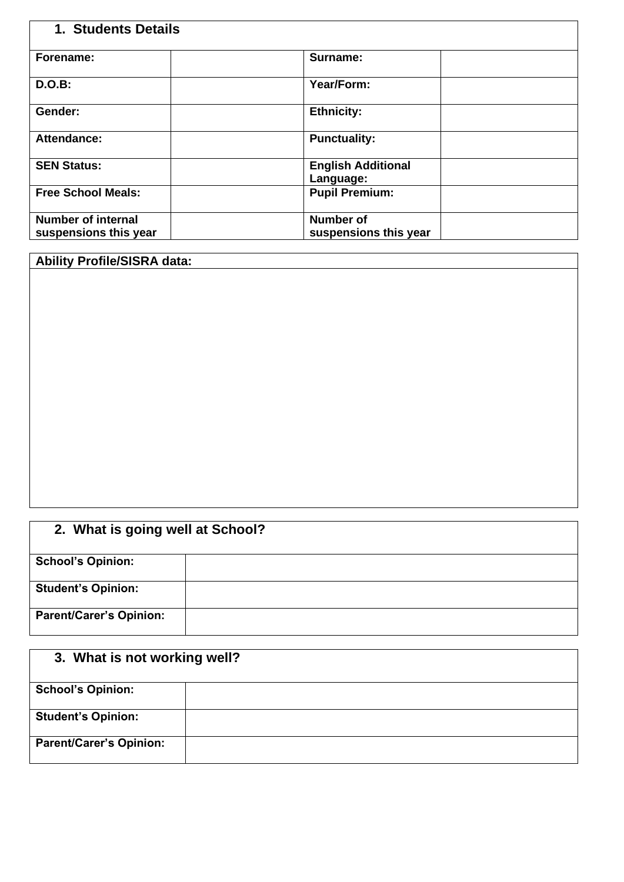## 1. Students Details

| Forename: | | Surname: | |
|---|---|---|---|
| D.O.B: | | Year/Form: | |
| Gender: | | Ethnicity: | |
| Attendance: | | Punctuality: | |
| SEN Status: | | English Additional Language: | |
| Free School Meals: | | Pupil Premium: | |
| Number of internal suspensions this year | | Number of suspensions this year | |

| Ability Profile/SISRA data: |
|---|
| |

## 2. What is going well at School?

| School's Opinion: | |
|---|---|
| Student's Opinion: | |
| Parent/Carer's Opinion: | |

## 3. What is not working well?

| School's Opinion: | |
|---|---|
| Student's Opinion: | |
| Parent/Carer's Opinion: | |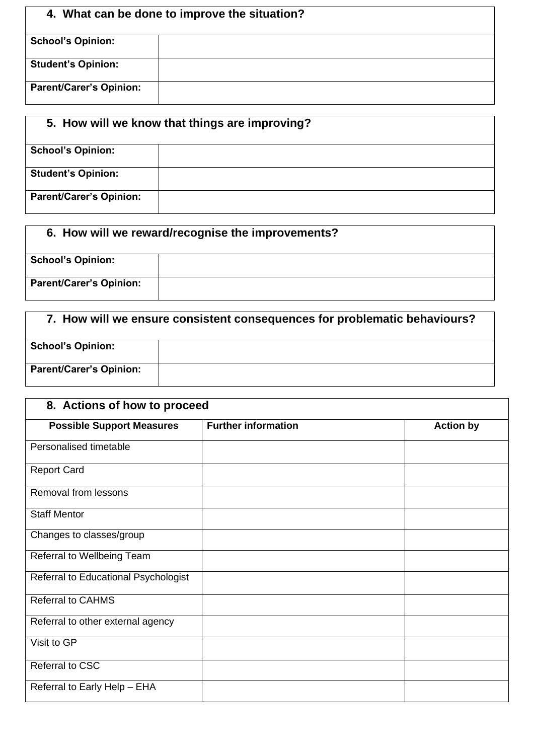| 4. What can be done to improve the situation? | |
|---|---|
| **School's Opinion:** | |
| **Student's Opinion:** | |
| **Parent/Carer's Opinion:** | |

| 5. How will we know that things are improving? | |
|---|---|
| **School's Opinion:** | |
| **Student's Opinion:** | |
| **Parent/Carer's Opinion:** | |

| 6. How will we reward/recognise the improvements? | |
|---|---|
| **School's Opinion:** | |
| **Parent/Carer's Opinion:** | |

| 7. How will we ensure consistent consequences for problematic behaviours? | |
|---|---|
| **School's Opinion:** | |
| **Parent/Carer's Opinion:** | |

| 8. Actions of how to proceed | | |
|---|---|---|
| **Possible Support Measures** | **Further information** | **Action by** |
| Personalised timetable | | |
| Report Card | | |
| Removal from lessons | | |
| Staff Mentor | | |
| Changes to classes/group | | |
| Referral to Wellbeing Team | | |
| Referral to Educational Psychologist | | |
| Referral to CAHMS | | |
| Referral to other external agency | | |
| Visit to GP | | |
| Referral to CSC | | |
| Referral to Early Help – EHA | | |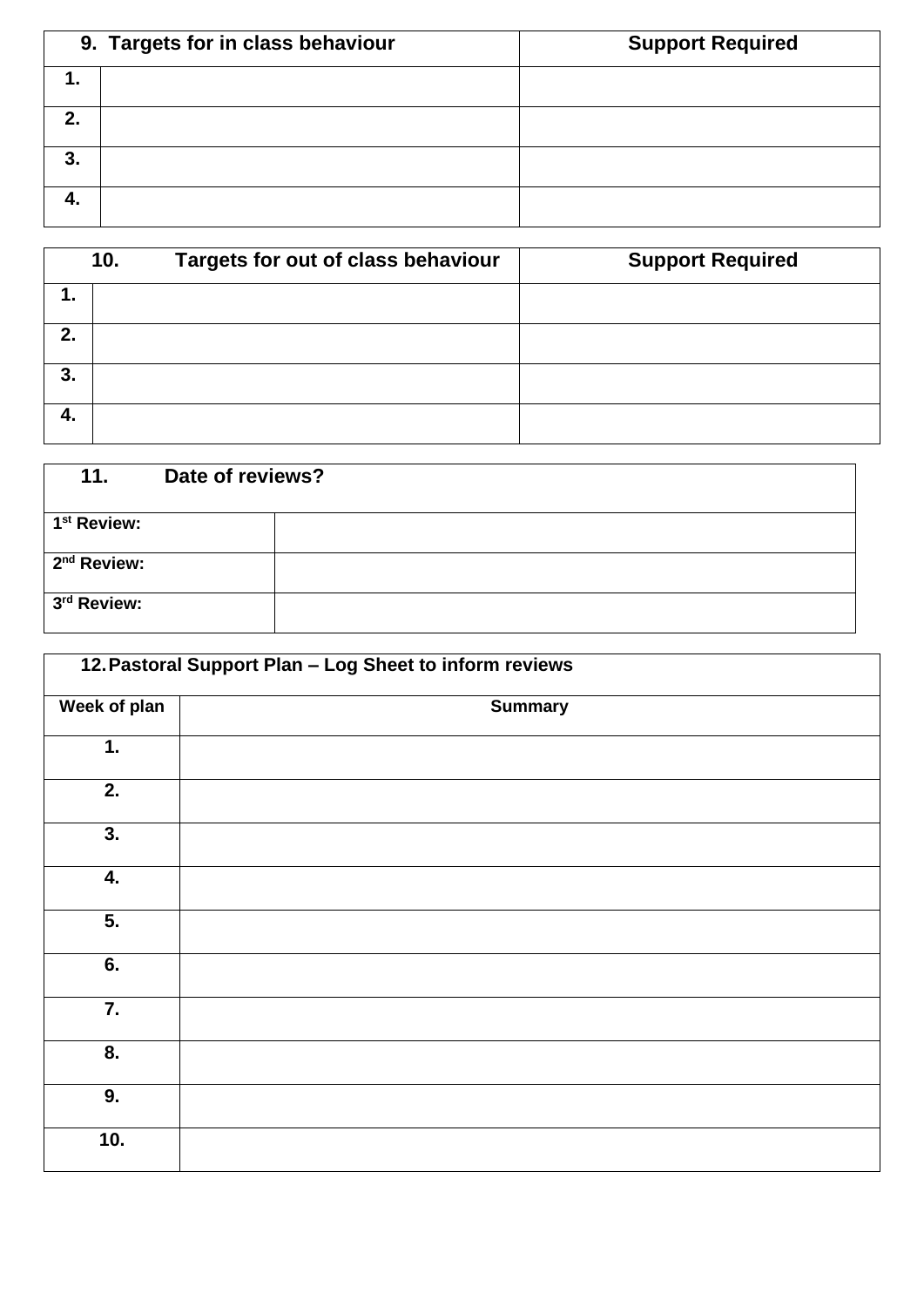| 9. Targets for in class behaviour | | Support Required |
|---|---|---|
| **1.** | | |
| **2.** | | |
| **3.** | | |
| **4.** | | |

| 10. Targets for out of class behaviour | | Support Required |
|---|---|---|
| **1.** | | |
| **2.** | | |
| **3.** | | |
| **4.** | | |

| 11. Date of reviews? | |
|---|---|
| **1st Review:** | |
| **2nd Review:** | |
| **3rd Review:** | |

| 12. Pastoral Support Plan – Log Sheet to inform reviews | |
|---|---|
| **Week of plan** | **Summary** |
| **1.** | |
| **2.** | |
| **3.** | |
| **4.** | |
| **5.** | |
| **6.** | |
| **7.** | |
| **8.** | |
| **9.** | |
| **10.** | |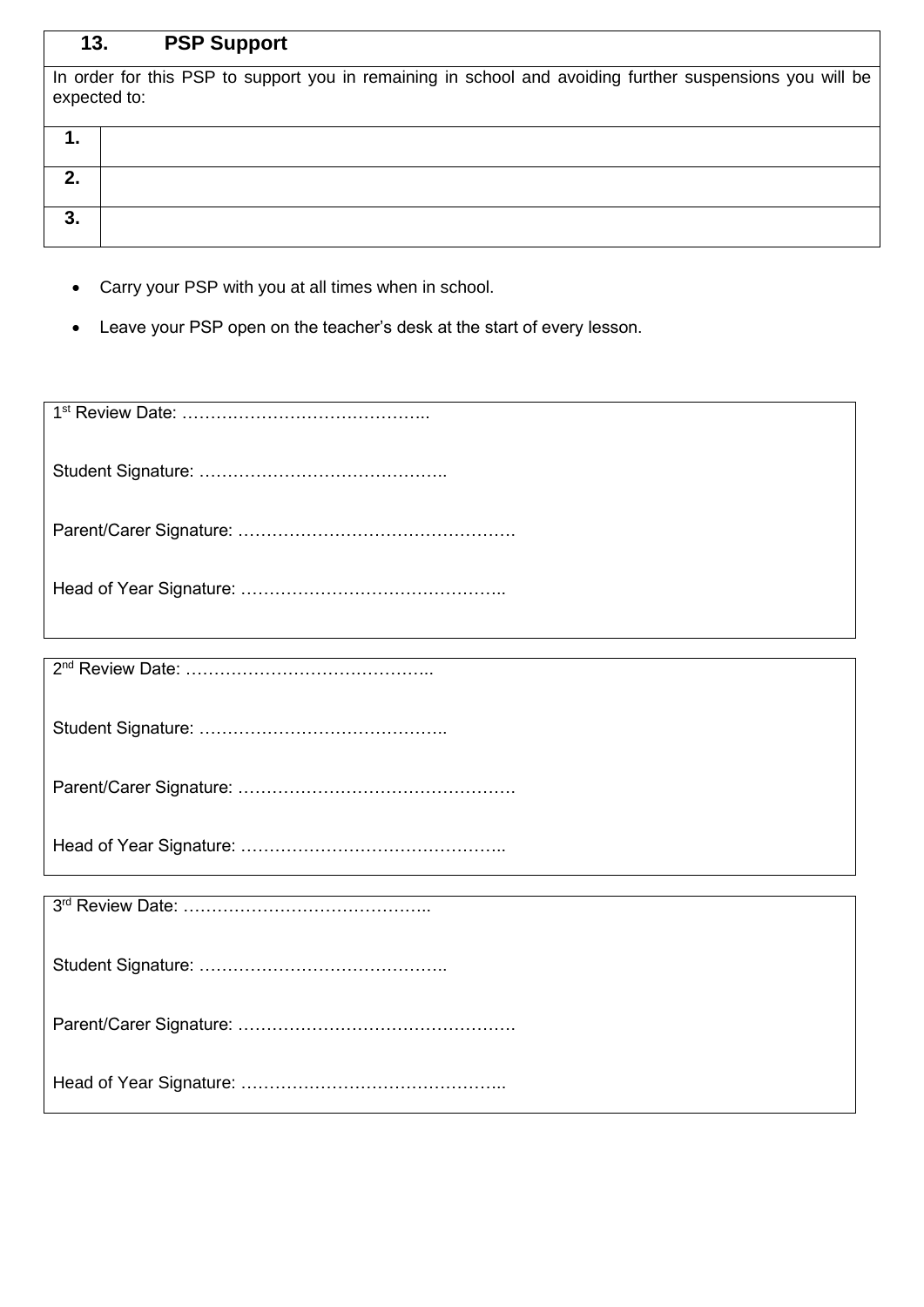## 13. PSP Support

In order for this PSP to support you in remaining in school and avoiding further suspensions you will be expected to:

| | |
|---|---|
| **1.** | |
| **2.** | |
| **3.** | |

- Carry your PSP with you at all times when in school.
- Leave your PSP open on the teacher's desk at the start of every lesson.

1st Review Date: ……………………………………..

Student Signature: ……………………………………..

Parent/Carer Signature: ………………………………………….

Head of Year Signature: ………………………………………..

2nd Review Date: ……………………………………..

Student Signature: ……………………………………..

Parent/Carer Signature: ………………………………………….

Head of Year Signature: ………………………………………..

3rd Review Date: ……………………………………..

Student Signature: ……………………………………..

Parent/Carer Signature: ………………………………………….

Head of Year Signature: ………………………………………..